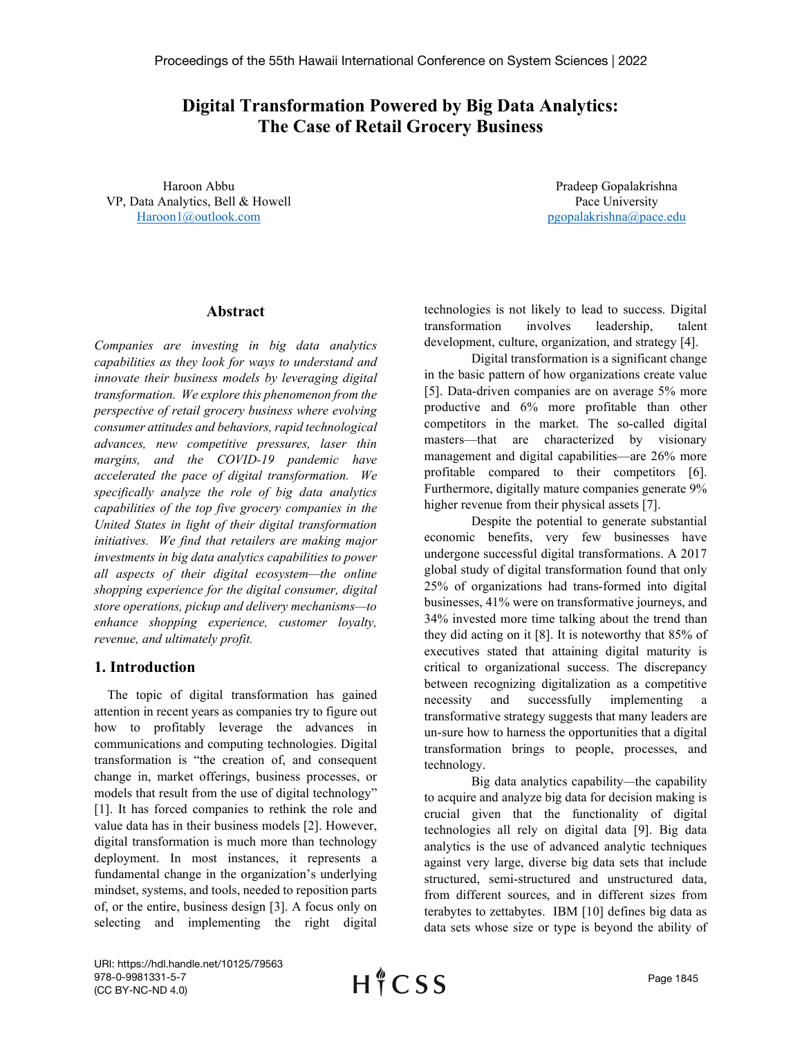# Digital Transformation Powered by Big Data Analytics: The Case of Retail Grocery Business

Haroon Abbu
VP, Data Analytics, Bell & Howell
Haroon1@outlook.com

Pradeep Gopalakrishna
Pace University
pgopalakrishna@pace.edu

## Abstract

*Companies are investing in big data analytics capabilities as they look for ways to understand and innovate their business models by leveraging digital transformation. We explore this phenomenon from the perspective of retail grocery business where evolving consumer attitudes and behaviors, rapid technological advances, new competitive pressures, laser thin margins, and the COVID-19 pandemic have accelerated the pace of digital transformation. We specifically analyze the role of big data analytics capabilities of the top five grocery companies in the United States in light of their digital transformation initiatives. We find that retailers are making major investments in big data analytics capabilities to power all aspects of their digital ecosystem—the online shopping experience for the digital consumer, digital store operations, pickup and delivery mechanisms—to enhance shopping experience, customer loyalty, revenue, and ultimately profit.*

## 1. Introduction

The topic of digital transformation has gained attention in recent years as companies try to figure out how to profitably leverage the advances in communications and computing technologies. Digital transformation is "the creation of, and consequent change in, market offerings, business processes, or models that result from the use of digital technology" [1]. It has forced companies to rethink the role and value data has in their business models [2]. However, digital transformation is much more than technology deployment. In most instances, it represents a fundamental change in the organization's underlying mindset, systems, and tools, needed to reposition parts of, or the entire, business design [3]. A focus only on selecting and implementing the right digital technologies is not likely to lead to success. Digital transformation involves leadership, talent development, culture, organization, and strategy [4].

Digital transformation is a significant change in the basic pattern of how organizations create value [5]. Data-driven companies are on average 5% more productive and 6% more profitable than other competitors in the market. The so-called digital masters—that are characterized by visionary management and digital capabilities—are 26% more profitable compared to their competitors [6]. Furthermore, digitally mature companies generate 9% higher revenue from their physical assets [7].

Despite the potential to generate substantial economic benefits, very few businesses have undergone successful digital transformations. A 2017 global study of digital transformation found that only 25% of organizations had trans-formed into digital businesses, 41% were on transformative journeys, and 34% invested more time talking about the trend than they did acting on it [8]. It is noteworthy that 85% of executives stated that attaining digital maturity is critical to organizational success. The discrepancy between recognizing digitalization as a competitive necessity and successfully implementing a transformative strategy suggests that many leaders are un-sure how to harness the opportunities that a digital transformation brings to people, processes, and technology.

Big data analytics capability—the capability to acquire and analyze big data for decision making is crucial given that the functionality of digital technologies all rely on digital data [9]. Big data analytics is the use of advanced analytic techniques against very large, diverse big data sets that include structured, semi-structured and unstructured data, from different sources, and in different sizes from terabytes to zettabytes. IBM [10] defines big data as data sets whose size or type is beyond the ability of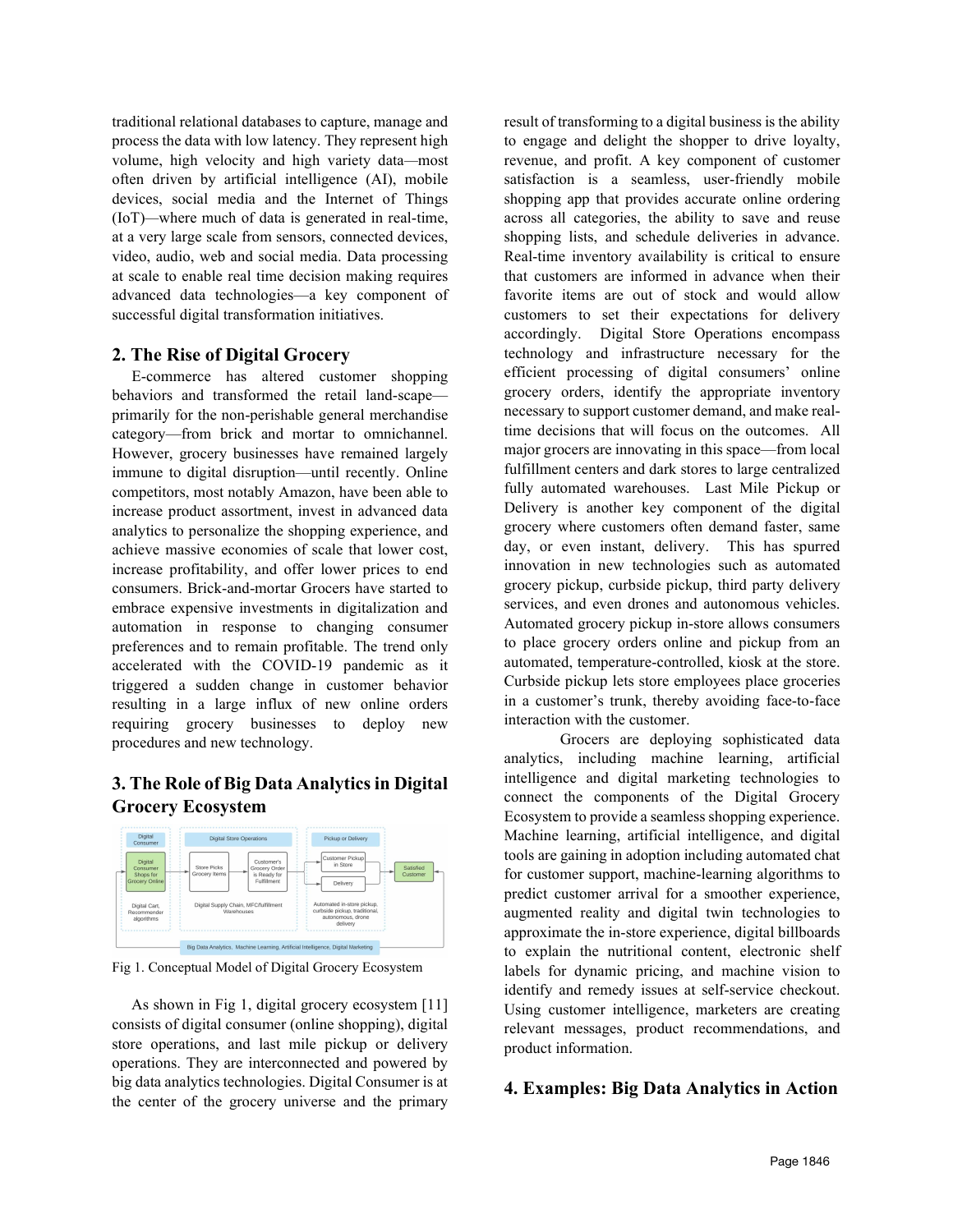traditional relational databases to capture, manage and process the data with low latency. They represent high volume, high velocity and high variety data—most often driven by artificial intelligence (AI), mobile devices, social media and the Internet of Things (IoT)—where much of data is generated in real-time, at a very large scale from sensors, connected devices, video, audio, web and social media. Data processing at scale to enable real time decision making requires advanced data technologies—a key component of successful digital transformation initiatives.

## 2. The Rise of Digital Grocery

E-commerce has altered customer shopping behaviors and transformed the retail land-scape—primarily for the non-perishable general merchandise category—from brick and mortar to omnichannel. However, grocery businesses have remained largely immune to digital disruption—until recently. Online competitors, most notably Amazon, have been able to increase product assortment, invest in advanced data analytics to personalize the shopping experience, and achieve massive economies of scale that lower cost, increase profitability, and offer lower prices to end consumers. Brick-and-mortar Grocers have started to embrace expensive investments in digitalization and automation in response to changing consumer preferences and to remain profitable. The trend only accelerated with the COVID-19 pandemic as it triggered a sudden change in customer behavior resulting in a large influx of new online orders requiring grocery businesses to deploy new procedures and new technology.

## 3. The Role of Big Data Analytics in Digital Grocery Ecosystem

Fig 1. Conceptual Model of Digital Grocery Ecosystem

As shown in Fig 1, digital grocery ecosystem [11] consists of digital consumer (online shopping), digital store operations, and last mile pickup or delivery operations. They are interconnected and powered by big data analytics technologies. Digital Consumer is at the center of the grocery universe and the primary result of transforming to a digital business is the ability to engage and delight the shopper to drive loyalty, revenue, and profit. A key component of customer satisfaction is a seamless, user-friendly mobile shopping app that provides accurate online ordering across all categories, the ability to save and reuse shopping lists, and schedule deliveries in advance. Real-time inventory availability is critical to ensure that customers are informed in advance when their favorite items are out of stock and would allow customers to set their expectations for delivery accordingly. Digital Store Operations encompass technology and infrastructure necessary for the efficient processing of digital consumers' online grocery orders, identify the appropriate inventory necessary to support customer demand, and make real-time decisions that will focus on the outcomes. All major grocers are innovating in this space—from local fulfillment centers and dark stores to large centralized fully automated warehouses. Last Mile Pickup or Delivery is another key component of the digital grocery where customers often demand faster, same day, or even instant, delivery. This has spurred innovation in new technologies such as automated grocery pickup, curbside pickup, third party delivery services, and even drones and autonomous vehicles. Automated grocery pickup in-store allows consumers to place grocery orders online and pickup from an automated, temperature-controlled, kiosk at the store. Curbside pickup lets store employees place groceries in a customer's trunk, thereby avoiding face-to-face interaction with the customer.

Grocers are deploying sophisticated data analytics, including machine learning, artificial intelligence and digital marketing technologies to connect the components of the Digital Grocery Ecosystem to provide a seamless shopping experience. Machine learning, artificial intelligence, and digital tools are gaining in adoption including automated chat for customer support, machine-learning algorithms to predict customer arrival for a smoother experience, augmented reality and digital twin technologies to approximate the in-store experience, digital billboards to explain the nutritional content, electronic shelf labels for dynamic pricing, and machine vision to identify and remedy issues at self-service checkout. Using customer intelligence, marketers are creating relevant messages, product recommendations, and product information.

## 4. Examples: Big Data Analytics in Action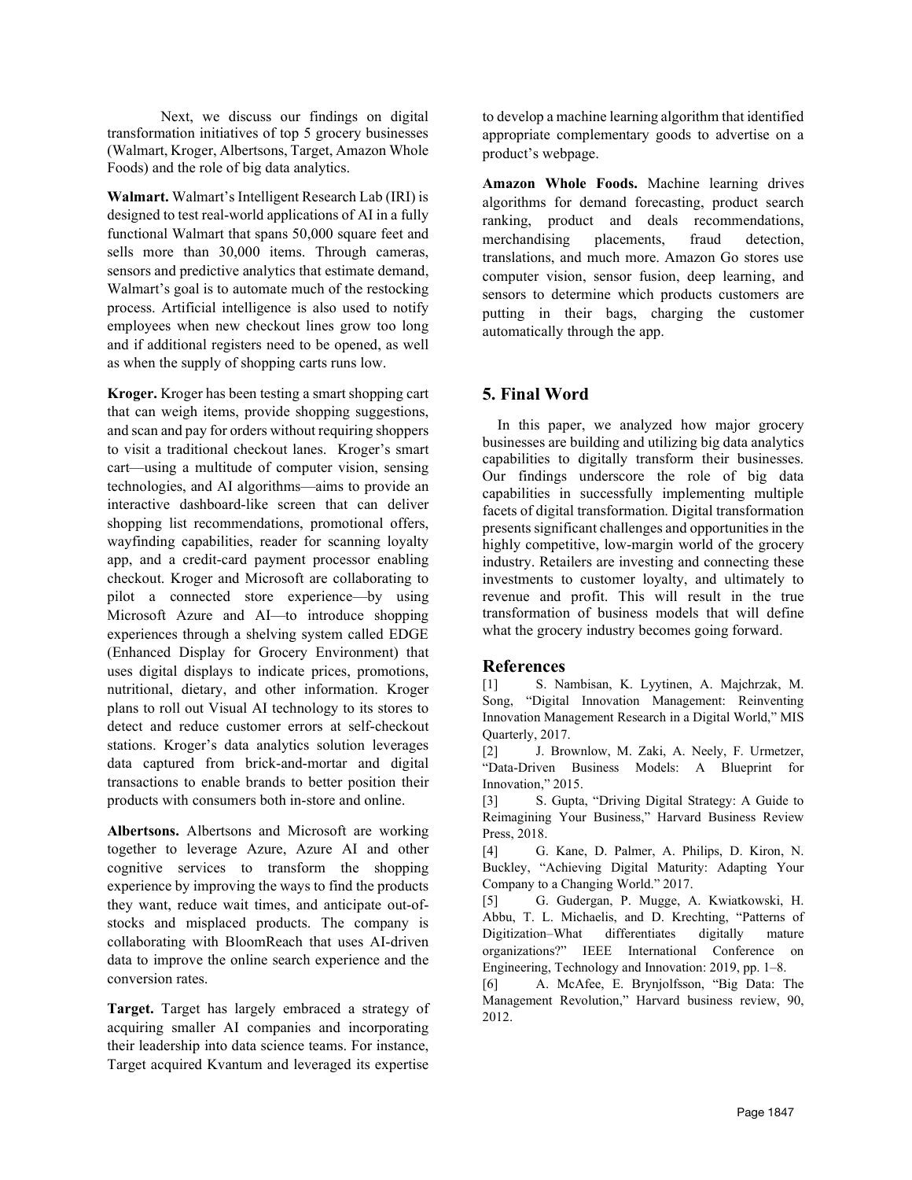Next, we discuss our findings on digital transformation initiatives of top 5 grocery businesses (Walmart, Kroger, Albertsons, Target, Amazon Whole Foods) and the role of big data analytics.

**Walmart.** Walmart's Intelligent Research Lab (IRI) is designed to test real-world applications of AI in a fully functional Walmart that spans 50,000 square feet and sells more than 30,000 items. Through cameras, sensors and predictive analytics that estimate demand, Walmart's goal is to automate much of the restocking process. Artificial intelligence is also used to notify employees when new checkout lines grow too long and if additional registers need to be opened, as well as when the supply of shopping carts runs low.

**Kroger.** Kroger has been testing a smart shopping cart that can weigh items, provide shopping suggestions, and scan and pay for orders without requiring shoppers to visit a traditional checkout lanes. Kroger's smart cart—using a multitude of computer vision, sensing technologies, and AI algorithms—aims to provide an interactive dashboard-like screen that can deliver shopping list recommendations, promotional offers, wayfinding capabilities, reader for scanning loyalty app, and a credit-card payment processor enabling checkout. Kroger and Microsoft are collaborating to pilot a connected store experience—by using Microsoft Azure and AI—to introduce shopping experiences through a shelving system called EDGE (Enhanced Display for Grocery Environment) that uses digital displays to indicate prices, promotions, nutritional, dietary, and other information. Kroger plans to roll out Visual AI technology to its stores to detect and reduce customer errors at self-checkout stations. Kroger's data analytics solution leverages data captured from brick-and-mortar and digital transactions to enable brands to better position their products with consumers both in-store and online.

**Albertsons.** Albertsons and Microsoft are working together to leverage Azure, Azure AI and other cognitive services to transform the shopping experience by improving the ways to find the products they want, reduce wait times, and anticipate out-of-stocks and misplaced products. The company is collaborating with BloomReach that uses AI-driven data to improve the online search experience and the conversion rates.

**Target.** Target has largely embraced a strategy of acquiring smaller AI companies and incorporating their leadership into data science teams. For instance, Target acquired Kvantum and leveraged its expertise to develop a machine learning algorithm that identified appropriate complementary goods to advertise on a product's webpage.

**Amazon Whole Foods.** Machine learning drives algorithms for demand forecasting, product search ranking, product and deals recommendations, merchandising placements, fraud detection, translations, and much more. Amazon Go stores use computer vision, sensor fusion, deep learning, and sensors to determine which products customers are putting in their bags, charging the customer automatically through the app.

## 5. Final Word

In this paper, we analyzed how major grocery businesses are building and utilizing big data analytics capabilities to digitally transform their businesses. Our findings underscore the role of big data capabilities in successfully implementing multiple facets of digital transformation. Digital transformation presents significant challenges and opportunities in the highly competitive, low-margin world of the grocery industry. Retailers are investing and connecting these investments to customer loyalty, and ultimately to revenue and profit. This will result in the true transformation of business models that will define what the grocery industry becomes going forward.

## References

[1] S. Nambisan, K. Lyytinen, A. Majchrzak, M. Song, "Digital Innovation Management: Reinventing Innovation Management Research in a Digital World," MIS Quarterly, 2017.

[2] J. Brownlow, M. Zaki, A. Neely, F. Urmetzer, "Data-Driven Business Models: A Blueprint for Innovation," 2015.

[3] S. Gupta, "Driving Digital Strategy: A Guide to Reimagining Your Business," Harvard Business Review Press, 2018.

[4] G. Kane, D. Palmer, A. Philips, D. Kiron, N. Buckley, "Achieving Digital Maturity: Adapting Your Company to a Changing World." 2017.

[5] G. Gudergan, P. Mugge, A. Kwiatkowski, H. Abbu, T. L. Michaelis, and D. Krechting, "Patterns of Digitization–What differentiates digitally mature organizations?" IEEE International Conference on Engineering, Technology and Innovation: 2019, pp. 1–8.

[6] A. McAfee, E. Brynjolfsson, "Big Data: The Management Revolution," Harvard business review, 90, 2012.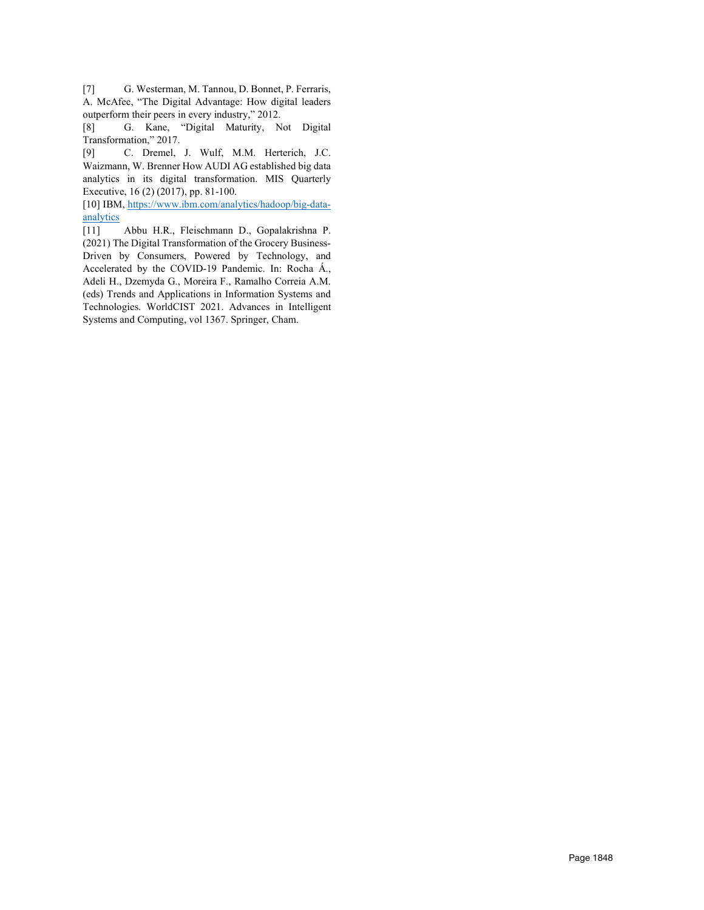[7] G. Westerman, M. Tannou, D. Bonnet, P. Ferraris, A. McAfee, "The Digital Advantage: How digital leaders outperform their peers in every industry," 2012.

[8] G. Kane, "Digital Maturity, Not Digital Transformation," 2017.

[9] C. Dremel, J. Wulf, M.M. Herterich, J.C. Waizmann, W. Brenner How AUDI AG established big data analytics in its digital transformation. MIS Quarterly Executive, 16 (2) (2017), pp. 81-100.

[10] IBM, https://www.ibm.com/analytics/hadoop/big-data-analytics

[11] Abbu H.R., Fleischmann D., Gopalakrishna P. (2021) The Digital Transformation of the Grocery Business-Driven by Consumers, Powered by Technology, and Accelerated by the COVID-19 Pandemic. In: Rocha Á., Adeli H., Dzemyda G., Moreira F., Ramalho Correia A.M. (eds) Trends and Applications in Information Systems and Technologies. WorldCIST 2021. Advances in Intelligent Systems and Computing, vol 1367. Springer, Cham.